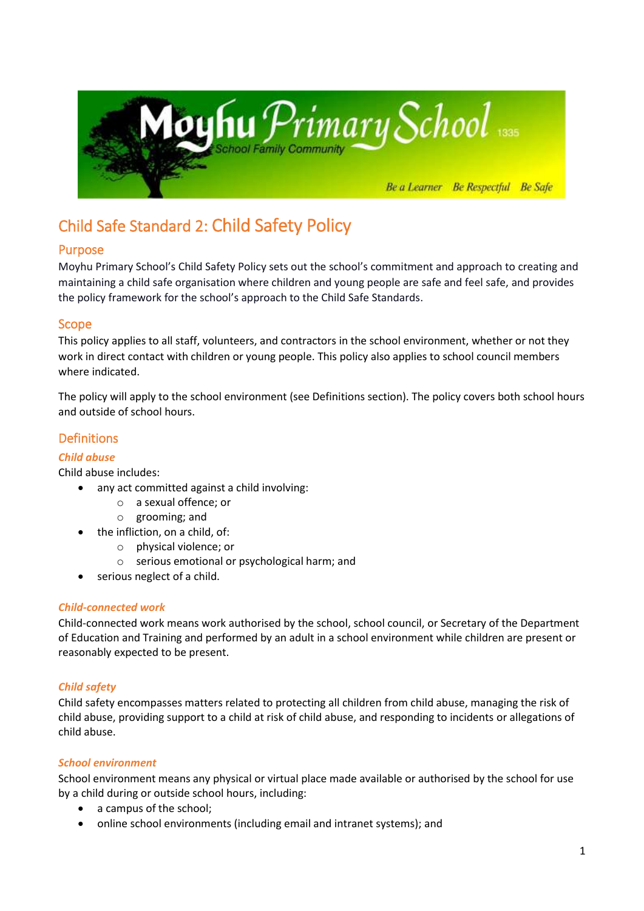# Child Safe Standard 2: Child Safety Policy

## Purpose

Moyhu Primary School's Child Safety Policy sets out the school's commitment and approach to creating and maintaining a child safe organisation where children and young people are safe and feel safe, and provides the policy framework for the school's approach to the Child Safe Standards.

## Scope

This policy applies to all staff, volunteers, and contractors in the school environment, whether or not they work in direct contact with children or young people. This policy also applies to school council members where indicated.

The policy will apply to the school environment (see Definitions section). The policy covers both school hours and outside of school hours.

## Definitions

### *Child abuse*

Child abuse includes:

- any act committed against a child involving:
  - a sexual offence; or
  - grooming; and
- the infliction, on a child, of:
  - physical violence; or
  - serious emotional or psychological harm; and
- serious neglect of a child.

### *Child-connected work*

Child-connected work means work authorised by the school, school council, or Secretary of the Department of Education and Training and performed by an adult in a school environment while children are present or reasonably expected to be present.

### *Child safety*

Child safety encompasses matters related to protecting all children from child abuse, managing the risk of child abuse, providing support to a child at risk of child abuse, and responding to incidents or allegations of child abuse.

### *School environment*

School environment means any physical or virtual place made available or authorised by the school for use by a child during or outside school hours, including:

- a campus of the school;
- online school environments (including email and intranet systems); and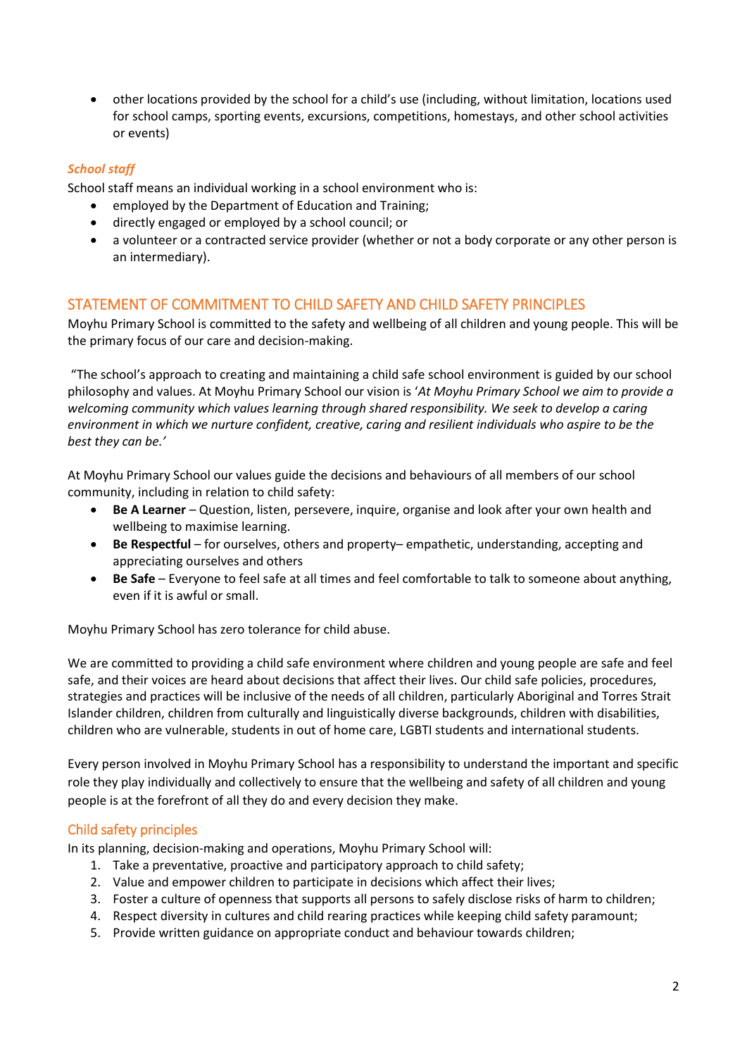- other locations provided by the school for a child's use (including, without limitation, locations used for school camps, sporting events, excursions, competitions, homestays, and other school activities or events)

### *School staff*

School staff means an individual working in a school environment who is:

- employed by the Department of Education and Training;
- directly engaged or employed by a school council; or
- a volunteer or a contracted service provider (whether or not a body corporate or any other person is an intermediary).

## STATEMENT OF COMMITMENT TO CHILD SAFETY AND CHILD SAFETY PRINCIPLES

Moyhu Primary School is committed to the safety and wellbeing of all children and young people. This will be the primary focus of our care and decision-making.

"The school's approach to creating and maintaining a child safe school environment is guided by our school philosophy and values. At Moyhu Primary School our vision is '*At Moyhu Primary School we aim to provide a welcoming community which values learning through shared responsibility. We seek to develop a caring environment in which we nurture confident, creative, caring and resilient individuals who aspire to be the best they can be.'*

At Moyhu Primary School our values guide the decisions and behaviours of all members of our school community, including in relation to child safety:

- **Be A Learner** – Question, listen, persevere, inquire, organise and look after your own health and wellbeing to maximise learning.
- **Be Respectful** – for ourselves, others and property– empathetic, understanding, accepting and appreciating ourselves and others
- **Be Safe** – Everyone to feel safe at all times and feel comfortable to talk to someone about anything, even if it is awful or small.

Moyhu Primary School has zero tolerance for child abuse.

We are committed to providing a child safe environment where children and young people are safe and feel safe, and their voices are heard about decisions that affect their lives. Our child safe policies, procedures, strategies and practices will be inclusive of the needs of all children, particularly Aboriginal and Torres Strait Islander children, children from culturally and linguistically diverse backgrounds, children with disabilities, children who are vulnerable, students in out of home care, LGBTI students and international students.

Every person involved in Moyhu Primary School has a responsibility to understand the important and specific role they play individually and collectively to ensure that the wellbeing and safety of all children and young people is at the forefront of all they do and every decision they make.

### Child safety principles

In its planning, decision-making and operations, Moyhu Primary School will:

1. Take a preventative, proactive and participatory approach to child safety;
2. Value and empower children to participate in decisions which affect their lives;
3. Foster a culture of openness that supports all persons to safely disclose risks of harm to children;
4. Respect diversity in cultures and child rearing practices while keeping child safety paramount;
5. Provide written guidance on appropriate conduct and behaviour towards children;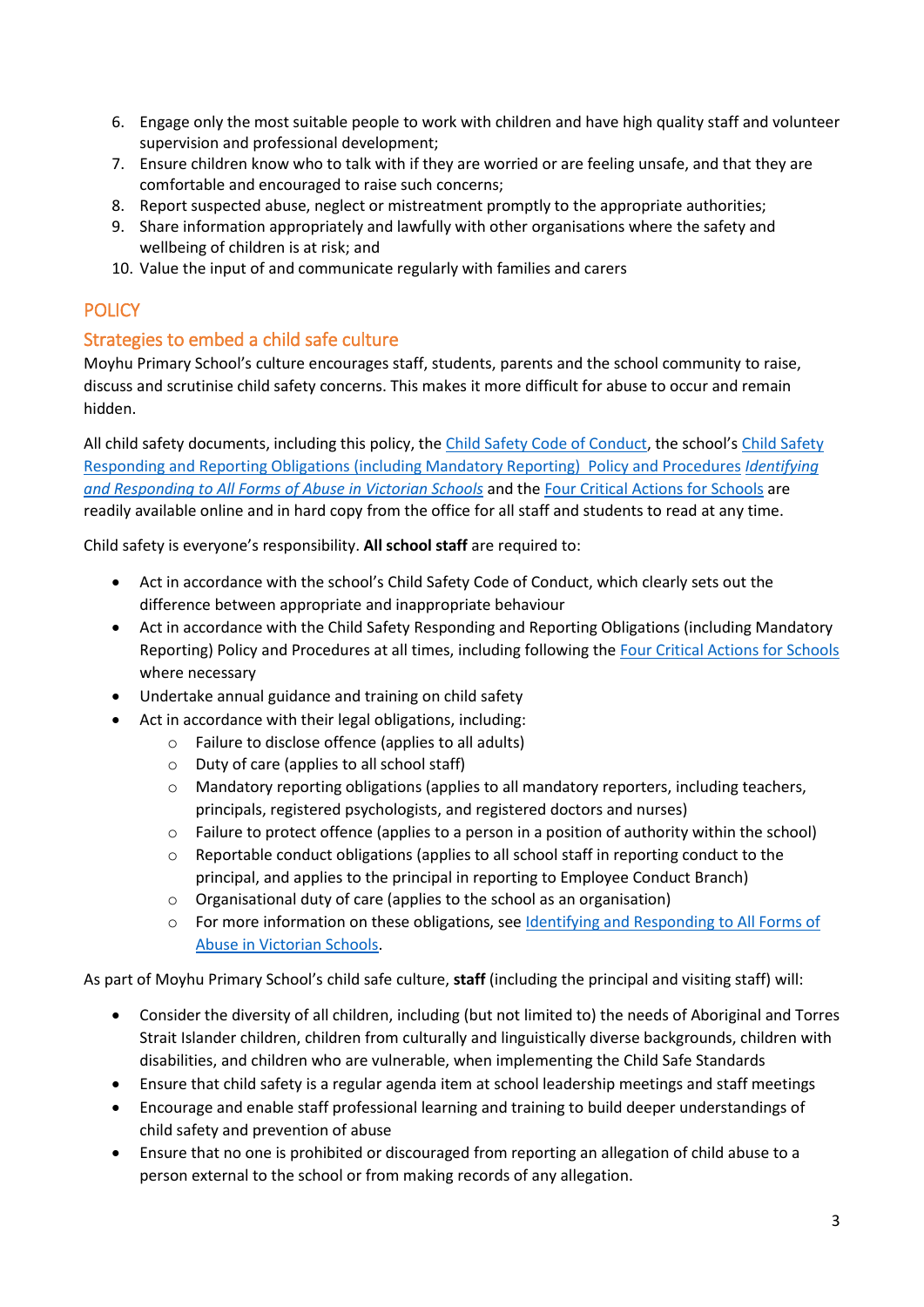6. Engage only the most suitable people to work with children and have high quality staff and volunteer supervision and professional development;
7. Ensure children know who to talk with if they are worried or are feeling unsafe, and that they are comfortable and encouraged to raise such concerns;
8. Report suspected abuse, neglect or mistreatment promptly to the appropriate authorities;
9. Share information appropriately and lawfully with other organisations where the safety and wellbeing of children is at risk; and
10. Value the input of and communicate regularly with families and carers

## POLICY

### Strategies to embed a child safe culture

Moyhu Primary School's culture encourages staff, students, parents and the school community to raise, discuss and scrutinise child safety concerns. This makes it more difficult for abuse to occur and remain hidden.

All child safety documents, including this policy, the Child Safety Code of Conduct, the school's Child Safety Responding and Reporting Obligations (including Mandatory Reporting) Policy and Procedures *Identifying and Responding to All Forms of Abuse in Victorian Schools* and the Four Critical Actions for Schools are readily available online and in hard copy from the office for all staff and students to read at any time.

Child safety is everyone's responsibility. **All school staff** are required to:

- Act in accordance with the school's Child Safety Code of Conduct, which clearly sets out the difference between appropriate and inappropriate behaviour
- Act in accordance with the Child Safety Responding and Reporting Obligations (including Mandatory Reporting) Policy and Procedures at all times, including following the Four Critical Actions for Schools where necessary
- Undertake annual guidance and training on child safety
- Act in accordance with their legal obligations, including:
  - Failure to disclose offence (applies to all adults)
  - Duty of care (applies to all school staff)
  - Mandatory reporting obligations (applies to all mandatory reporters, including teachers, principals, registered psychologists, and registered doctors and nurses)
  - Failure to protect offence (applies to a person in a position of authority within the school)
  - Reportable conduct obligations (applies to all school staff in reporting conduct to the principal, and applies to the principal in reporting to Employee Conduct Branch)
  - Organisational duty of care (applies to the school as an organisation)
  - For more information on these obligations, see Identifying and Responding to All Forms of Abuse in Victorian Schools.

As part of Moyhu Primary School's child safe culture, **staff** (including the principal and visiting staff) will:

- Consider the diversity of all children, including (but not limited to) the needs of Aboriginal and Torres Strait Islander children, children from culturally and linguistically diverse backgrounds, children with disabilities, and children who are vulnerable, when implementing the Child Safe Standards
- Ensure that child safety is a regular agenda item at school leadership meetings and staff meetings
- Encourage and enable staff professional learning and training to build deeper understandings of child safety and prevention of abuse
- Ensure that no one is prohibited or discouraged from reporting an allegation of child abuse to a person external to the school or from making records of any allegation.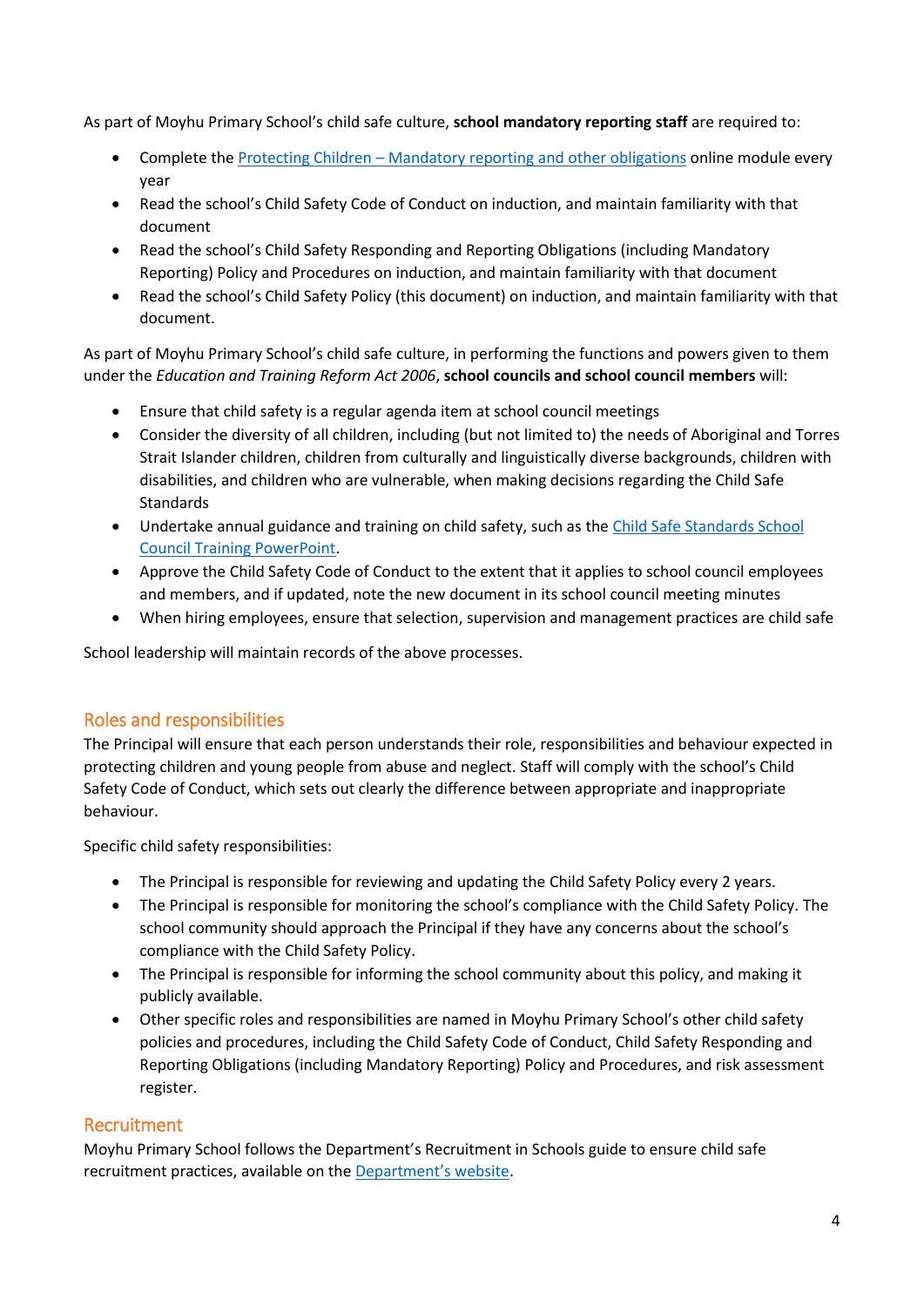As part of Moyhu Primary School's child safe culture, **school mandatory reporting staff** are required to:

- Complete the [Protecting Children – Mandatory reporting and other obligations]() online module every year
- Read the school's Child Safety Code of Conduct on induction, and maintain familiarity with that document
- Read the school's Child Safety Responding and Reporting Obligations (including Mandatory Reporting) Policy and Procedures on induction, and maintain familiarity with that document
- Read the school's Child Safety Policy (this document) on induction, and maintain familiarity with that document.

As part of Moyhu Primary School's child safe culture, in performing the functions and powers given to them under the *Education and Training Reform Act 2006*, **school councils and school council members** will:

- Ensure that child safety is a regular agenda item at school council meetings
- Consider the diversity of all children, including (but not limited to) the needs of Aboriginal and Torres Strait Islander children, children from culturally and linguistically diverse backgrounds, children with disabilities, and children who are vulnerable, when making decisions regarding the Child Safe Standards
- Undertake annual guidance and training on child safety, such as the [Child Safe Standards School Council Training PowerPoint]().
- Approve the Child Safety Code of Conduct to the extent that it applies to school council employees and members, and if updated, note the new document in its school council meeting minutes
- When hiring employees, ensure that selection, supervision and management practices are child safe

School leadership will maintain records of the above processes.

## Roles and responsibilities

The Principal will ensure that each person understands their role, responsibilities and behaviour expected in protecting children and young people from abuse and neglect. Staff will comply with the school's Child Safety Code of Conduct, which sets out clearly the difference between appropriate and inappropriate behaviour.

Specific child safety responsibilities:

- The Principal is responsible for reviewing and updating the Child Safety Policy every 2 years.
- The Principal is responsible for monitoring the school's compliance with the Child Safety Policy. The school community should approach the Principal if they have any concerns about the school's compliance with the Child Safety Policy.
- The Principal is responsible for informing the school community about this policy, and making it publicly available.
- Other specific roles and responsibilities are named in Moyhu Primary School's other child safety policies and procedures, including the Child Safety Code of Conduct, Child Safety Responding and Reporting Obligations (including Mandatory Reporting) Policy and Procedures, and risk assessment register.

## Recruitment

Moyhu Primary School follows the Department's Recruitment in Schools guide to ensure child safe recruitment practices, available on the [Department's website]().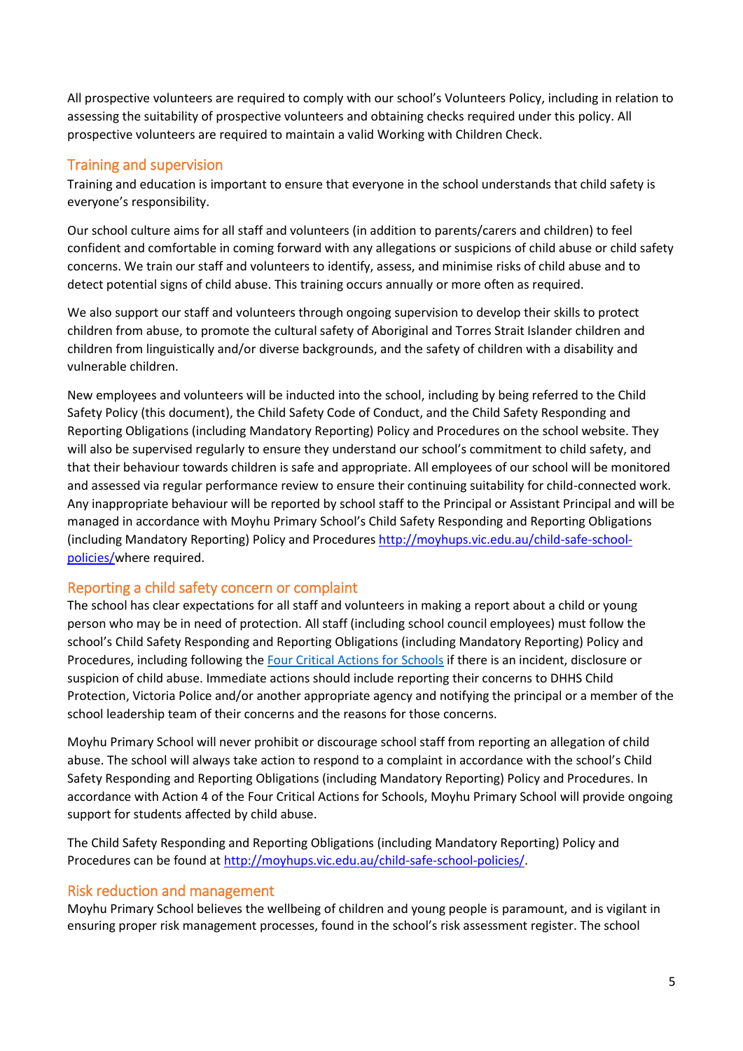All prospective volunteers are required to comply with our school's Volunteers Policy, including in relation to assessing the suitability of prospective volunteers and obtaining checks required under this policy. All prospective volunteers are required to maintain a valid Working with Children Check.

## Training and supervision

Training and education is important to ensure that everyone in the school understands that child safety is everyone's responsibility.

Our school culture aims for all staff and volunteers (in addition to parents/carers and children) to feel confident and comfortable in coming forward with any allegations or suspicions of child abuse or child safety concerns. We train our staff and volunteers to identify, assess, and minimise risks of child abuse and to detect potential signs of child abuse. This training occurs annually or more often as required.

We also support our staff and volunteers through ongoing supervision to develop their skills to protect children from abuse, to promote the cultural safety of Aboriginal and Torres Strait Islander children and children from linguistically and/or diverse backgrounds, and the safety of children with a disability and vulnerable children.

New employees and volunteers will be inducted into the school, including by being referred to the Child Safety Policy (this document), the Child Safety Code of Conduct, and the Child Safety Responding and Reporting Obligations (including Mandatory Reporting) Policy and Procedures on the school website. They will also be supervised regularly to ensure they understand our school's commitment to child safety, and that their behaviour towards children is safe and appropriate. All employees of our school will be monitored and assessed via regular performance review to ensure their continuing suitability for child-connected work. Any inappropriate behaviour will be reported by school staff to the Principal or Assistant Principal and will be managed in accordance with Moyhu Primary School's Child Safety Responding and Reporting Obligations (including Mandatory Reporting) Policy and Procedures [http://moyhups.vic.edu.au/child-safe-school-policies/](http://moyhups.vic.edu.au/child-safe-school-policies/)where required.

## Reporting a child safety concern or complaint

The school has clear expectations for all staff and volunteers in making a report about a child or young person who may be in need of protection. All staff (including school council employees) must follow the school's Child Safety Responding and Reporting Obligations (including Mandatory Reporting) Policy and Procedures, including following the Four Critical Actions for Schools if there is an incident, disclosure or suspicion of child abuse. Immediate actions should include reporting their concerns to DHHS Child Protection, Victoria Police and/or another appropriate agency and notifying the principal or a member of the school leadership team of their concerns and the reasons for those concerns.

Moyhu Primary School will never prohibit or discourage school staff from reporting an allegation of child abuse. The school will always take action to respond to a complaint in accordance with the school's Child Safety Responding and Reporting Obligations (including Mandatory Reporting) Policy and Procedures. In accordance with Action 4 of the Four Critical Actions for Schools, Moyhu Primary School will provide ongoing support for students affected by child abuse.

The Child Safety Responding and Reporting Obligations (including Mandatory Reporting) Policy and Procedures can be found at [http://moyhups.vic.edu.au/child-safe-school-policies/](http://moyhups.vic.edu.au/child-safe-school-policies/).

## Risk reduction and management

Moyhu Primary School believes the wellbeing of children and young people is paramount, and is vigilant in ensuring proper risk management processes, found in the school's risk assessment register. The school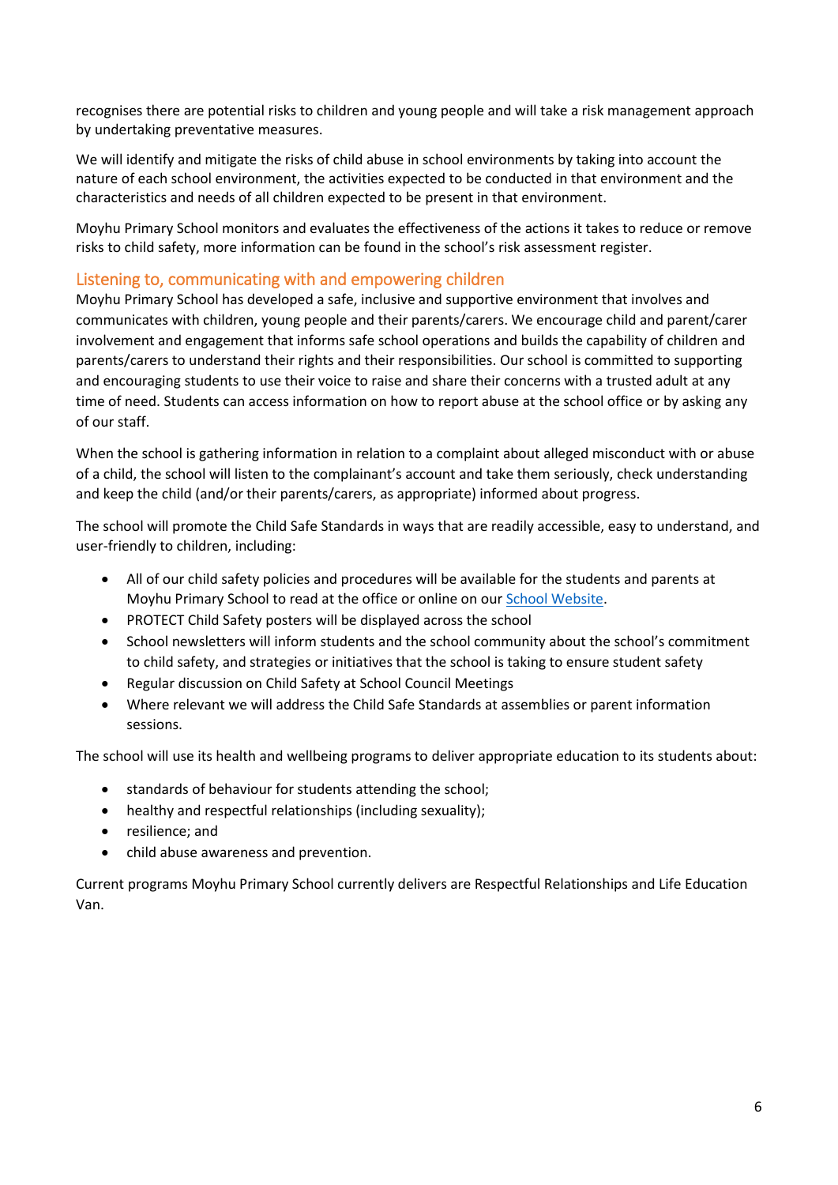recognises there are potential risks to children and young people and will take a risk management approach by undertaking preventative measures.

We will identify and mitigate the risks of child abuse in school environments by taking into account the nature of each school environment, the activities expected to be conducted in that environment and the characteristics and needs of all children expected to be present in that environment.

Moyhu Primary School monitors and evaluates the effectiveness of the actions it takes to reduce or remove risks to child safety, more information can be found in the school's risk assessment register.

## Listening to, communicating with and empowering children

Moyhu Primary School has developed a safe, inclusive and supportive environment that involves and communicates with children, young people and their parents/carers. We encourage child and parent/carer involvement and engagement that informs safe school operations and builds the capability of children and parents/carers to understand their rights and their responsibilities. Our school is committed to supporting and encouraging students to use their voice to raise and share their concerns with a trusted adult at any time of need. Students can access information on how to report abuse at the school office or by asking any of our staff.

When the school is gathering information in relation to a complaint about alleged misconduct with or abuse of a child, the school will listen to the complainant's account and take them seriously, check understanding and keep the child (and/or their parents/carers, as appropriate) informed about progress.

The school will promote the Child Safe Standards in ways that are readily accessible, easy to understand, and user-friendly to children, including:

- All of our child safety policies and procedures will be available for the students and parents at Moyhu Primary School to read at the office or online on our [School Website](#).
- PROTECT Child Safety posters will be displayed across the school
- School newsletters will inform students and the school community about the school's commitment to child safety, and strategies or initiatives that the school is taking to ensure student safety
- Regular discussion on Child Safety at School Council Meetings
- Where relevant we will address the Child Safe Standards at assemblies or parent information sessions.

The school will use its health and wellbeing programs to deliver appropriate education to its students about:

- standards of behaviour for students attending the school;
- healthy and respectful relationships (including sexuality);
- resilience; and
- child abuse awareness and prevention.

Current programs Moyhu Primary School currently delivers are Respectful Relationships and Life Education Van.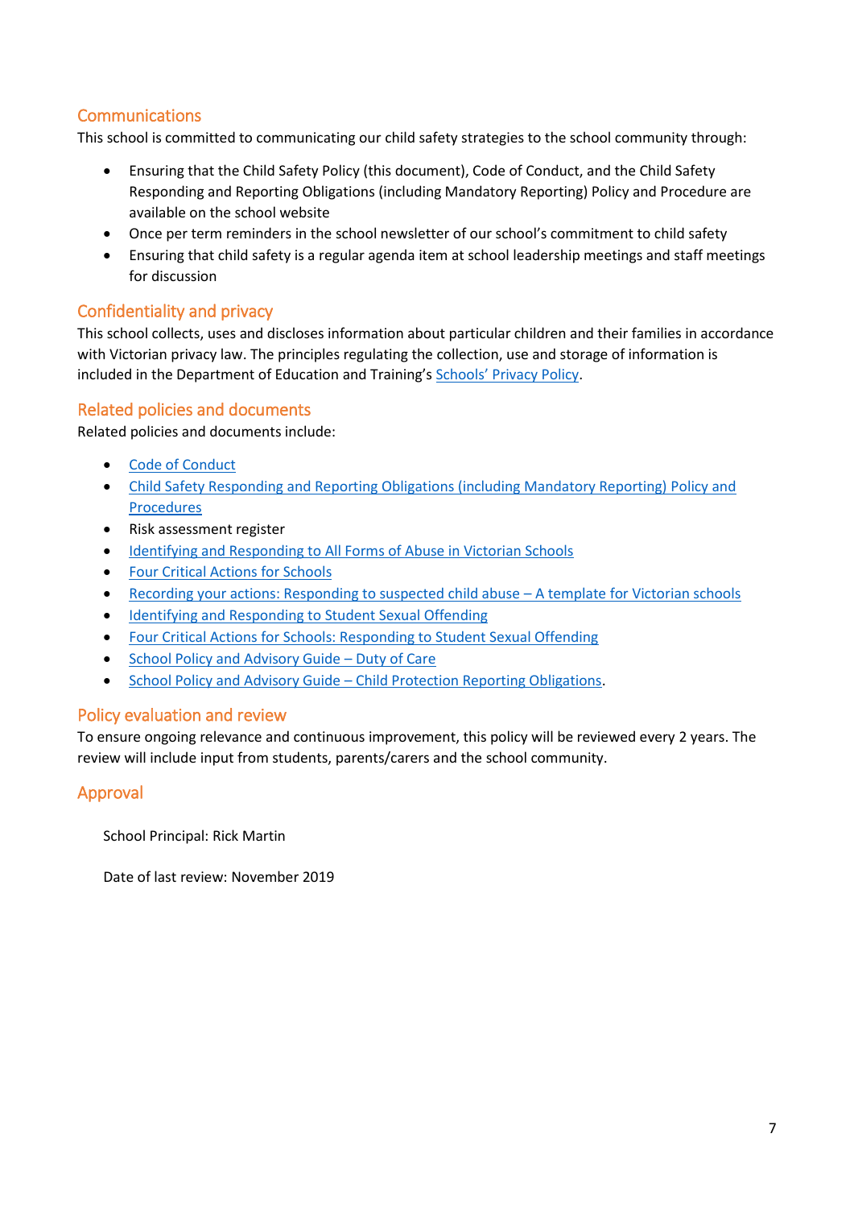## Communications

This school is committed to communicating our child safety strategies to the school community through:

- Ensuring that the Child Safety Policy (this document), Code of Conduct, and the Child Safety Responding and Reporting Obligations (including Mandatory Reporting) Policy and Procedure are available on the school website
- Once per term reminders in the school newsletter of our school's commitment to child safety
- Ensuring that child safety is a regular agenda item at school leadership meetings and staff meetings for discussion

## Confidentiality and privacy

This school collects, uses and discloses information about particular children and their families in accordance with Victorian privacy law. The principles regulating the collection, use and storage of information is included in the Department of Education and Training's Schools' Privacy Policy.

## Related policies and documents

Related policies and documents include:

- Code of Conduct
- Child Safety Responding and Reporting Obligations (including Mandatory Reporting) Policy and Procedures
- Risk assessment register
- Identifying and Responding to All Forms of Abuse in Victorian Schools
- Four Critical Actions for Schools
- Recording your actions: Responding to suspected child abuse – A template for Victorian schools
- Identifying and Responding to Student Sexual Offending
- Four Critical Actions for Schools: Responding to Student Sexual Offending
- School Policy and Advisory Guide – Duty of Care
- School Policy and Advisory Guide – Child Protection Reporting Obligations.

## Policy evaluation and review

To ensure ongoing relevance and continuous improvement, this policy will be reviewed every 2 years. The review will include input from students, parents/carers and the school community.

## Approval

School Principal: Rick Martin

Date of last review: November 2019